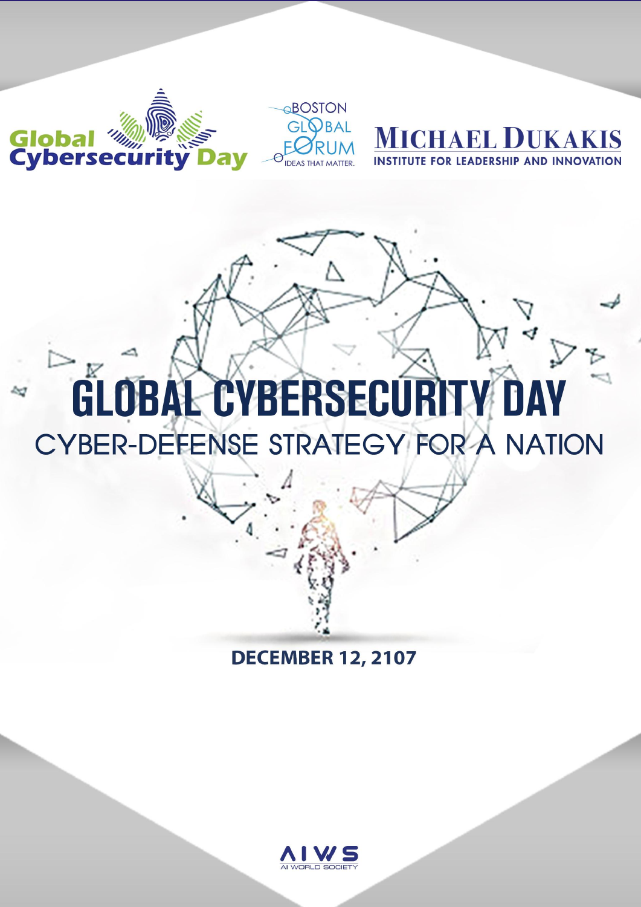Global Cybersecurity Day

BOSTON GLOBAL FORUM
IDEAS THAT MATTER.

MICHAEL DUKAKIS
INSTITUTE FOR LEADERSHIP AND INNOVATION

# GLOBAL CYBERSECURITY DAY

## CYBER-DEFENSE STRATEGY FOR A NATION

**DECEMBER 12, 2107**

AIWS
AI WORLD SOCIETY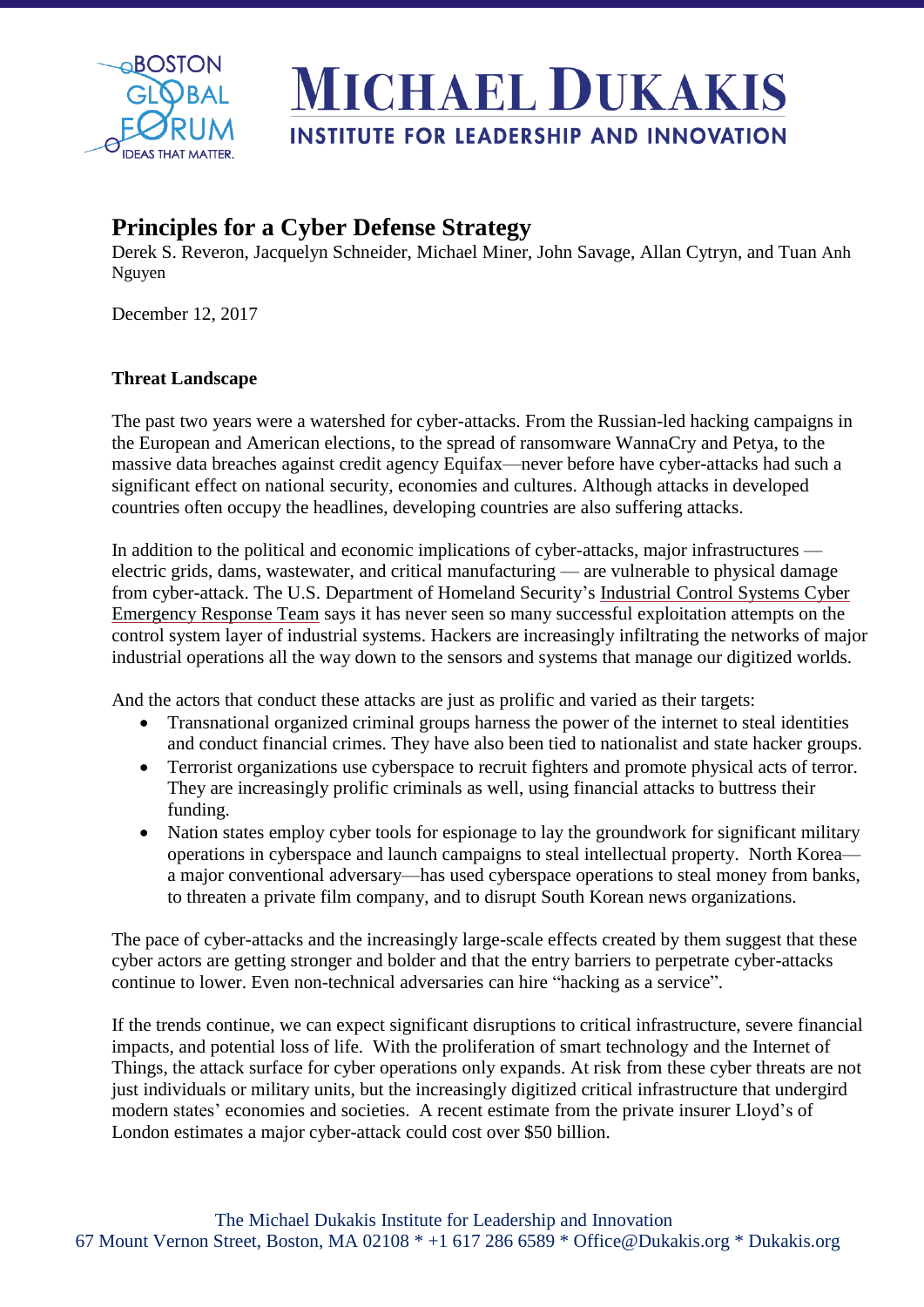# Principles for a Cyber Defense Strategy

Derek S. Reveron, Jacquelyn Schneider, Michael Miner, John Savage, Allan Cytryn, and Tuan Anh Nguyen

December 12, 2017

**Threat Landscape**

The past two years were a watershed for cyber-attacks. From the Russian-led hacking campaigns in the European and American elections, to the spread of ransomware WannaCry and Petya, to the massive data breaches against credit agency Equifax—never before have cyber-attacks had such a significant effect on national security, economies and cultures. Although attacks in developed countries often occupy the headlines, developing countries are also suffering attacks.

In addition to the political and economic implications of cyber-attacks, major infrastructures — electric grids, dams, wastewater, and critical manufacturing — are vulnerable to physical damage from cyber-attack. The U.S. Department of Homeland Security's Industrial Control Systems Cyber Emergency Response Team says it has never seen so many successful exploitation attempts on the control system layer of industrial systems. Hackers are increasingly infiltrating the networks of major industrial operations all the way down to the sensors and systems that manage our digitized worlds.

And the actors that conduct these attacks are just as prolific and varied as their targets:

- Transnational organized criminal groups harness the power of the internet to steal identities and conduct financial crimes. They have also been tied to nationalist and state hacker groups.
- Terrorist organizations use cyberspace to recruit fighters and promote physical acts of terror. They are increasingly prolific criminals as well, using financial attacks to buttress their funding.
- Nation states employ cyber tools for espionage to lay the groundwork for significant military operations in cyberspace and launch campaigns to steal intellectual property. North Korea—a major conventional adversary—has used cyberspace operations to steal money from banks, to threaten a private film company, and to disrupt South Korean news organizations.

The pace of cyber-attacks and the increasingly large-scale effects created by them suggest that these cyber actors are getting stronger and bolder and that the entry barriers to perpetrate cyber-attacks continue to lower. Even non-technical adversaries can hire "hacking as a service".

If the trends continue, we can expect significant disruptions to critical infrastructure, severe financial impacts, and potential loss of life. With the proliferation of smart technology and the Internet of Things, the attack surface for cyber operations only expands. At risk from these cyber threats are not just individuals or military units, but the increasingly digitized critical infrastructure that undergird modern states' economies and societies. A recent estimate from the private insurer Lloyd's of London estimates a major cyber-attack could cost over $50 billion.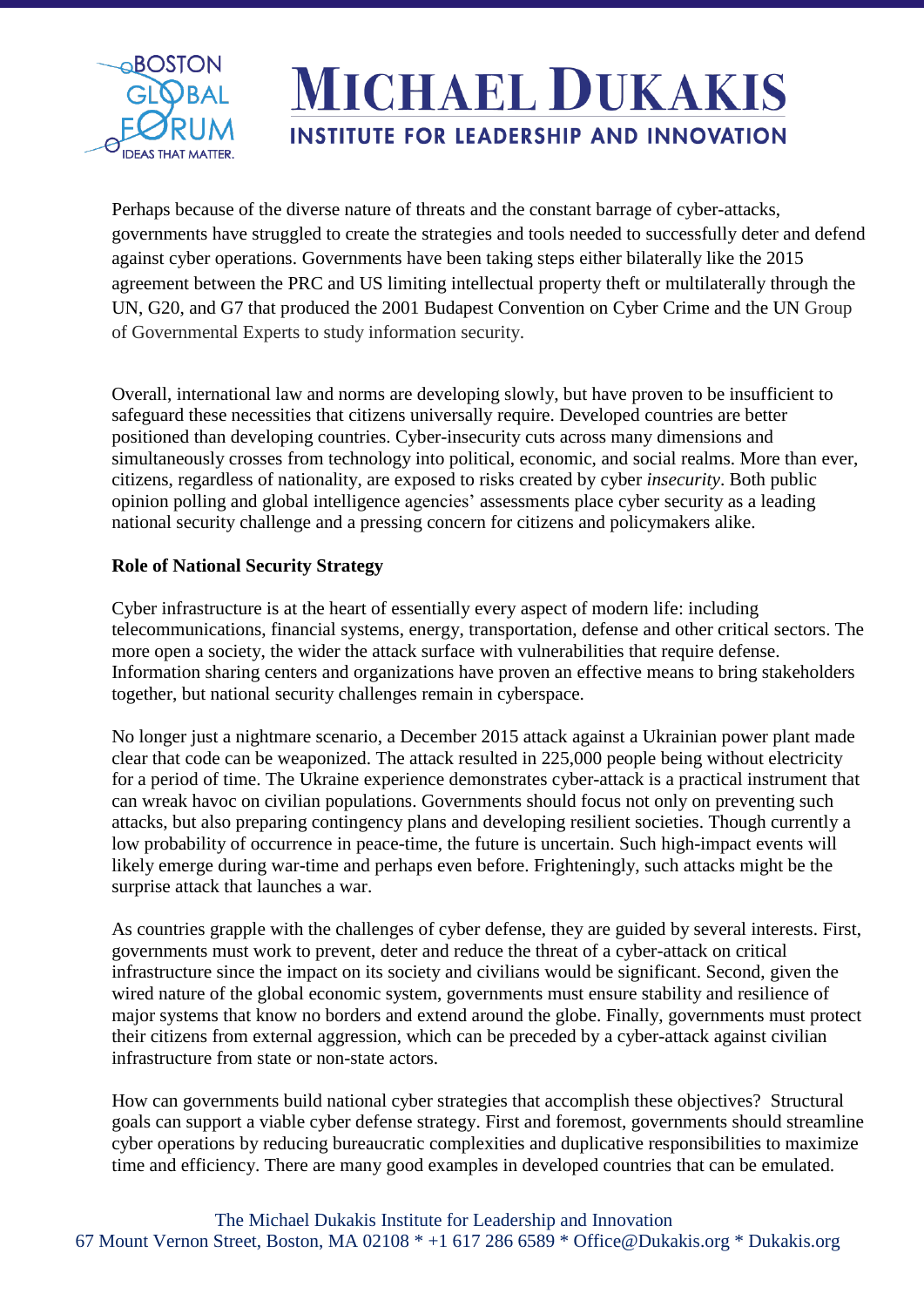Perhaps because of the diverse nature of threats and the constant barrage of cyber-attacks, governments have struggled to create the strategies and tools needed to successfully deter and defend against cyber operations. Governments have been taking steps either bilaterally like the 2015 agreement between the PRC and US limiting intellectual property theft or multilaterally through the UN, G20, and G7 that produced the 2001 Budapest Convention on Cyber Crime and the UN Group of Governmental Experts to study information security.

Overall, international law and norms are developing slowly, but have proven to be insufficient to safeguard these necessities that citizens universally require. Developed countries are better positioned than developing countries. Cyber-insecurity cuts across many dimensions and simultaneously crosses from technology into political, economic, and social realms. More than ever, citizens, regardless of nationality, are exposed to risks created by cyber *insecurity*. Both public opinion polling and global intelligence agencies' assessments place cyber security as a leading national security challenge and a pressing concern for citizens and policymakers alike.

**Role of National Security Strategy**

Cyber infrastructure is at the heart of essentially every aspect of modern life: including telecommunications, financial systems, energy, transportation, defense and other critical sectors. The more open a society, the wider the attack surface with vulnerabilities that require defense. Information sharing centers and organizations have proven an effective means to bring stakeholders together, but national security challenges remain in cyberspace.

No longer just a nightmare scenario, a December 2015 attack against a Ukrainian power plant made clear that code can be weaponized. The attack resulted in 225,000 people being without electricity for a period of time. The Ukraine experience demonstrates cyber-attack is a practical instrument that can wreak havoc on civilian populations. Governments should focus not only on preventing such attacks, but also preparing contingency plans and developing resilient societies. Though currently a low probability of occurrence in peace-time, the future is uncertain. Such high-impact events will likely emerge during war-time and perhaps even before. Frighteningly, such attacks might be the surprise attack that launches a war.

As countries grapple with the challenges of cyber defense, they are guided by several interests. First, governments must work to prevent, deter and reduce the threat of a cyber-attack on critical infrastructure since the impact on its society and civilians would be significant. Second, given the wired nature of the global economic system, governments must ensure stability and resilience of major systems that know no borders and extend around the globe. Finally, governments must protect their citizens from external aggression, which can be preceded by a cyber-attack against civilian infrastructure from state or non-state actors.

How can governments build national cyber strategies that accomplish these objectives? Structural goals can support a viable cyber defense strategy. First and foremost, governments should streamline cyber operations by reducing bureaucratic complexities and duplicative responsibilities to maximize time and efficiency. There are many good examples in developed countries that can be emulated.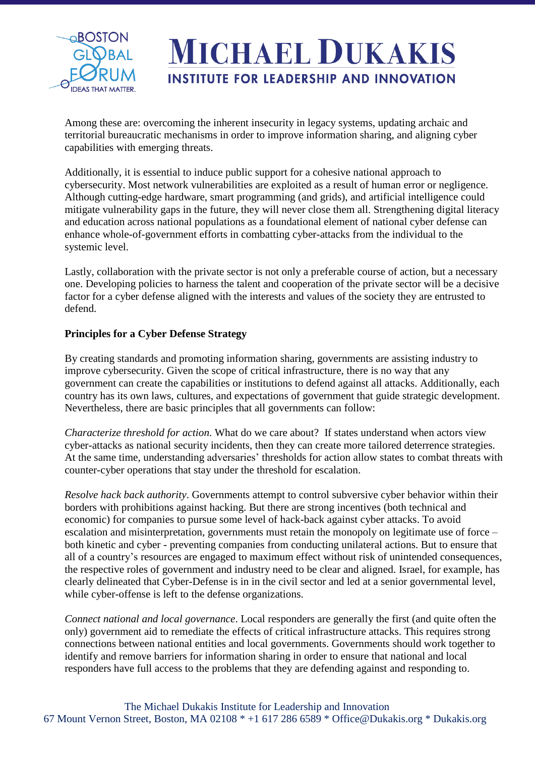Among these are: overcoming the inherent insecurity in legacy systems, updating archaic and territorial bureaucratic mechanisms in order to improve information sharing, and aligning cyber capabilities with emerging threats.

Additionally, it is essential to induce public support for a cohesive national approach to cybersecurity. Most network vulnerabilities are exploited as a result of human error or negligence. Although cutting-edge hardware, smart programming (and grids), and artificial intelligence could mitigate vulnerability gaps in the future, they will never close them all. Strengthening digital literacy and education across national populations as a foundational element of national cyber defense can enhance whole-of-government efforts in combatting cyber-attacks from the individual to the systemic level.

Lastly, collaboration with the private sector is not only a preferable course of action, but a necessary one. Developing policies to harness the talent and cooperation of the private sector will be a decisive factor for a cyber defense aligned with the interests and values of the society they are entrusted to defend.

**Principles for a Cyber Defense Strategy**

By creating standards and promoting information sharing, governments are assisting industry to improve cybersecurity. Given the scope of critical infrastructure, there is no way that any government can create the capabilities or institutions to defend against all attacks. Additionally, each country has its own laws, cultures, and expectations of government that guide strategic development. Nevertheless, there are basic principles that all governments can follow:

*Characterize threshold for action*. What do we care about? If states understand when actors view cyber-attacks as national security incidents, then they can create more tailored deterrence strategies. At the same time, understanding adversaries' thresholds for action allow states to combat threats with counter-cyber operations that stay under the threshold for escalation.

*Resolve hack back authority*. Governments attempt to control subversive cyber behavior within their borders with prohibitions against hacking. But there are strong incentives (both technical and economic) for companies to pursue some level of hack-back against cyber attacks. To avoid escalation and misinterpretation, governments must retain the monopoly on legitimate use of force – both kinetic and cyber - preventing companies from conducting unilateral actions. But to ensure that all of a country's resources are engaged to maximum effect without risk of unintended consequences, the respective roles of government and industry need to be clear and aligned. Israel, for example, has clearly delineated that Cyber-Defense is in in the civil sector and led at a senior governmental level, while cyber-offense is left to the defense organizations.

*Connect national and local governance*. Local responders are generally the first (and quite often the only) government aid to remediate the effects of critical infrastructure attacks. This requires strong connections between national entities and local governments. Governments should work together to identify and remove barriers for information sharing in order to ensure that national and local responders have full access to the problems that they are defending against and responding to.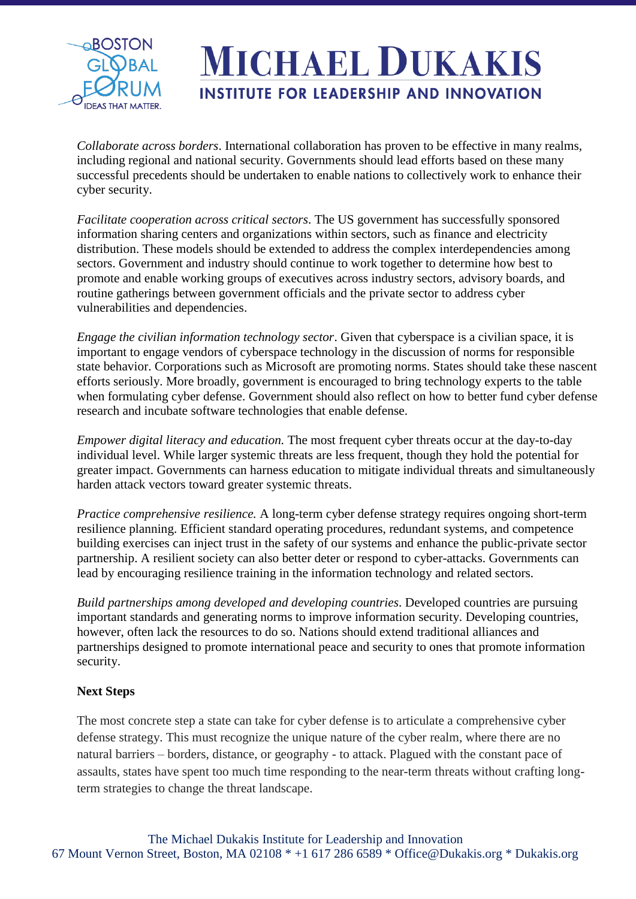*Collaborate across borders*. International collaboration has proven to be effective in many realms, including regional and national security. Governments should lead efforts based on these many successful precedents should be undertaken to enable nations to collectively work to enhance their cyber security.

*Facilitate cooperation across critical sectors*. The US government has successfully sponsored information sharing centers and organizations within sectors, such as finance and electricity distribution. These models should be extended to address the complex interdependencies among sectors. Government and industry should continue to work together to determine how best to promote and enable working groups of executives across industry sectors, advisory boards, and routine gatherings between government officials and the private sector to address cyber vulnerabilities and dependencies.

*Engage the civilian information technology sector*. Given that cyberspace is a civilian space, it is important to engage vendors of cyberspace technology in the discussion of norms for responsible state behavior. Corporations such as Microsoft are promoting norms. States should take these nascent efforts seriously. More broadly, government is encouraged to bring technology experts to the table when formulating cyber defense. Government should also reflect on how to better fund cyber defense research and incubate software technologies that enable defense.

*Empower digital literacy and education.* The most frequent cyber threats occur at the day-to-day individual level. While larger systemic threats are less frequent, though they hold the potential for greater impact. Governments can harness education to mitigate individual threats and simultaneously harden attack vectors toward greater systemic threats.

*Practice comprehensive resilience.* A long-term cyber defense strategy requires ongoing short-term resilience planning. Efficient standard operating procedures, redundant systems, and competence building exercises can inject trust in the safety of our systems and enhance the public-private sector partnership. A resilient society can also better deter or respond to cyber-attacks. Governments can lead by encouraging resilience training in the information technology and related sectors.

*Build partnerships among developed and developing countries*. Developed countries are pursuing important standards and generating norms to improve information security. Developing countries, however, often lack the resources to do so. Nations should extend traditional alliances and partnerships designed to promote international peace and security to ones that promote information security.

**Next Steps**

The most concrete step a state can take for cyber defense is to articulate a comprehensive cyber defense strategy. This must recognize the unique nature of the cyber realm, where there are no natural barriers – borders, distance, or geography - to attack. Plagued with the constant pace of assaults, states have spent too much time responding to the near-term threats without crafting long-term strategies to change the threat landscape.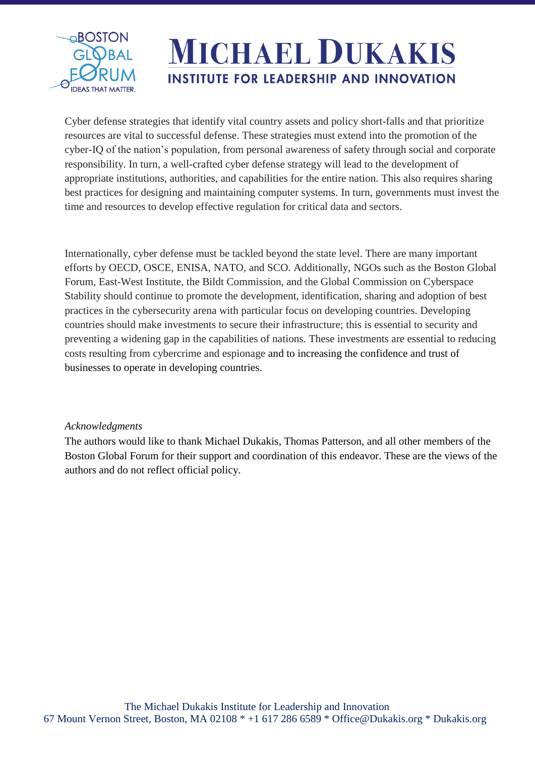Cyber defense strategies that identify vital country assets and policy short-falls and that prioritize resources are vital to successful defense. These strategies must extend into the promotion of the cyber-IQ of the nation's population, from personal awareness of safety through social and corporate responsibility. In turn, a well-crafted cyber defense strategy will lead to the development of appropriate institutions, authorities, and capabilities for the entire nation. This also requires sharing best practices for designing and maintaining computer systems. In turn, governments must invest the time and resources to develop effective regulation for critical data and sectors.

Internationally, cyber defense must be tackled beyond the state level. There are many important efforts by OECD, OSCE, ENISA, NATO, and SCO. Additionally, NGOs such as the Boston Global Forum, East-West Institute, the Bildt Commission, and the Global Commission on Cyberspace Stability should continue to promote the development, identification, sharing and adoption of best practices in the cybersecurity arena with particular focus on developing countries. Developing countries should make investments to secure their infrastructure; this is essential to security and preventing a widening gap in the capabilities of nations. These investments are essential to reducing costs resulting from cybercrime and espionage and to increasing the confidence and trust of businesses to operate in developing countries.

*Acknowledgments*

The authors would like to thank Michael Dukakis, Thomas Patterson, and all other members of the Boston Global Forum for their support and coordination of this endeavor. These are the views of the authors and do not reflect official policy.